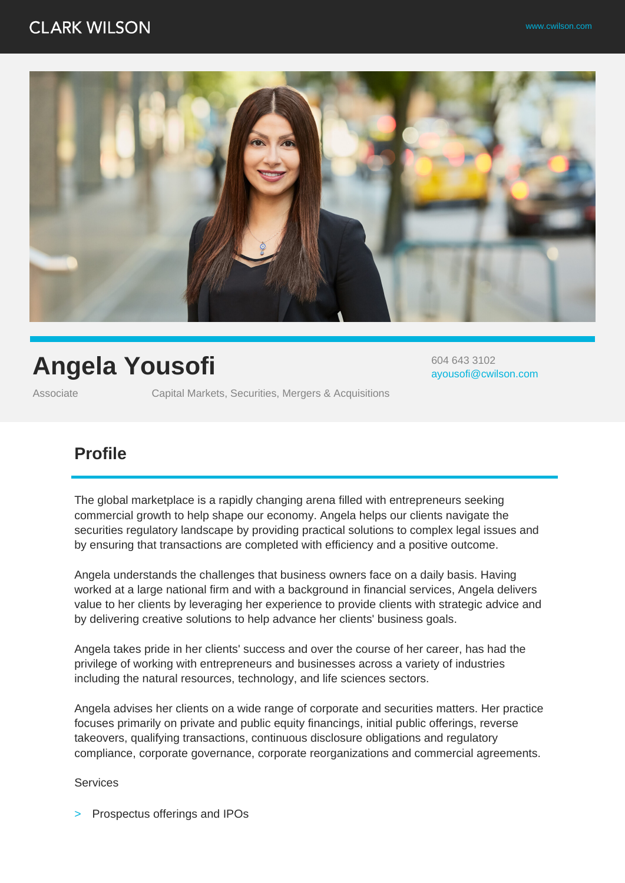CLARK WILSON

www.cwilson.com

# Angela Yousofi

604 643 3102
ayousofi@cwilson.com

Associate

Capital Markets, Securities, Mergers & Acquisitions

## Profile

The global marketplace is a rapidly changing arena filled with entrepreneurs seeking commercial growth to help shape our economy. Angela helps our clients navigate the securities regulatory landscape by providing practical solutions to complex legal issues and by ensuring that transactions are completed with efficiency and a positive outcome.

Angela understands the challenges that business owners face on a daily basis. Having worked at a large national firm and with a background in financial services, Angela delivers value to her clients by leveraging her experience to provide clients with strategic advice and by delivering creative solutions to help advance her clients' business goals.

Angela takes pride in her clients' success and over the course of her career, has had the privilege of working with entrepreneurs and businesses across a variety of industries including the natural resources, technology, and life sciences sectors.

Angela advises her clients on a wide range of corporate and securities matters. Her practice focuses primarily on private and public equity financings, initial public offerings, reverse takeovers, qualifying transactions, continuous disclosure obligations and regulatory compliance, corporate governance, corporate reorganizations and commercial agreements.

Services

- Prospectus offerings and IPOs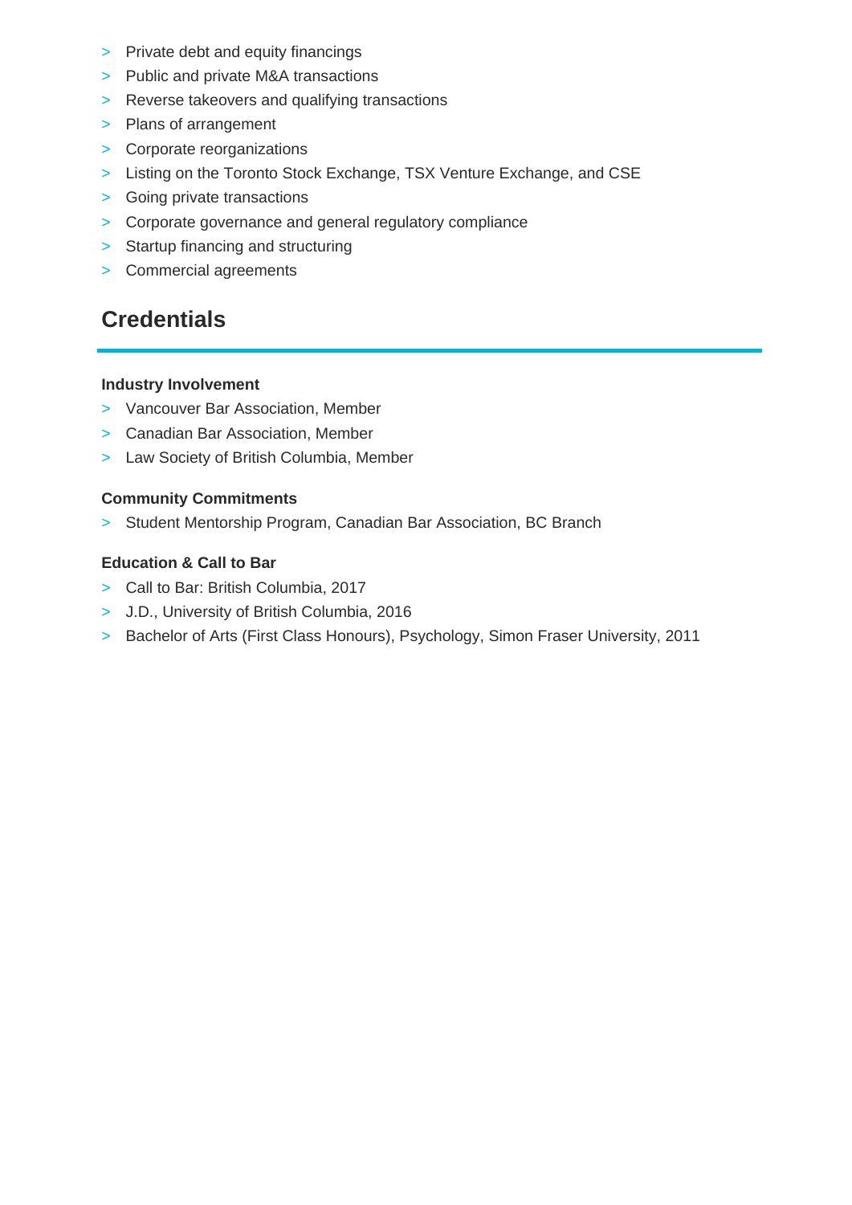- Private debt and equity financings
- Public and private M&A transactions
- Reverse takeovers and qualifying transactions
- Plans of arrangement
- Corporate reorganizations
- Listing on the Toronto Stock Exchange, TSX Venture Exchange, and CSE
- Going private transactions
- Corporate governance and general regulatory compliance
- Startup financing and structuring
- Commercial agreements

## Credentials

**Industry Involvement**

- Vancouver Bar Association, Member
- Canadian Bar Association, Member
- Law Society of British Columbia, Member

**Community Commitments**

- Student Mentorship Program, Canadian Bar Association, BC Branch

**Education & Call to Bar**

- Call to Bar: British Columbia, 2017
- J.D., University of British Columbia, 2016
- Bachelor of Arts (First Class Honours), Psychology, Simon Fraser University, 2011